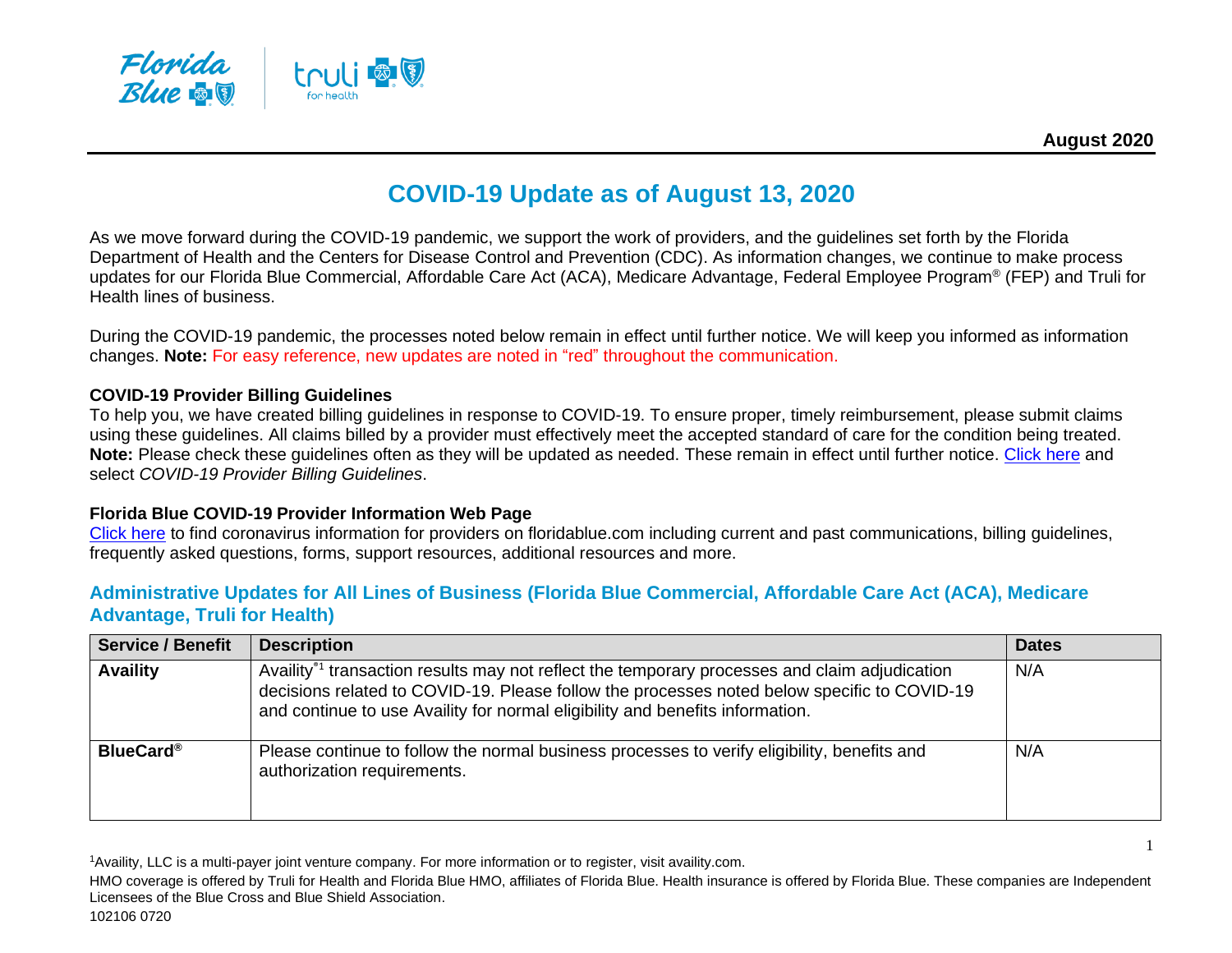August 2020

# COVID-19 Update as of August 13, 2020

As we move forward during the COVID-19 pandemic, we support the work of providers, and the guidelines set forth by the Florida Department of Health and the Centers for Disease Control and Prevention (CDC). As information changes, we continue to make process updates for our Florida Blue Commercial, Affordable Care Act (ACA), Medicare Advantage, Federal Employee Program® (FEP) and Truli for Health lines of business.

During the COVID-19 pandemic, the processes noted below remain in effect until further notice. We will keep you informed as information changes. **Note:** For easy reference, new updates are noted in "red" throughout the communication.

**COVID-19 Provider Billing Guidelines**
To help you, we have created billing guidelines in response to COVID-19. To ensure proper, timely reimbursement, please submit claims using these guidelines. All claims billed by a provider must effectively meet the accepted standard of care for the condition being treated. **Note:** Please check these guidelines often as they will be updated as needed. These remain in effect until further notice. Click here and select *COVID-19 Provider Billing Guidelines*.

**Florida Blue COVID-19 Provider Information Web Page**
Click here to find coronavirus information for providers on floridablue.com including current and past communications, billing guidelines, frequently asked questions, forms, support resources, additional resources and more.

## Administrative Updates for All Lines of Business (Florida Blue Commercial, Affordable Care Act (ACA), Medicare Advantage, Truli for Health)

| Service / Benefit | Description | Dates |
|---|---|---|
| **Availity** | Availity®[1] transaction results may not reflect the temporary processes and claim adjudication decisions related to COVID-19. Please follow the processes noted below specific to COVID-19 and continue to use Availity for normal eligibility and benefits information. | N/A |
| **BlueCard®** | Please continue to follow the normal business processes to verify eligibility, benefits and authorization requirements. | N/A |

[1]Availity, LLC is a multi-payer joint venture company. For more information or to register, visit availity.com.

HMO coverage is offered by Truli for Health and Florida Blue HMO, affiliates of Florida Blue. Health insurance is offered by Florida Blue. These companies are Independent Licensees of the Blue Cross and Blue Shield Association.

102106 0720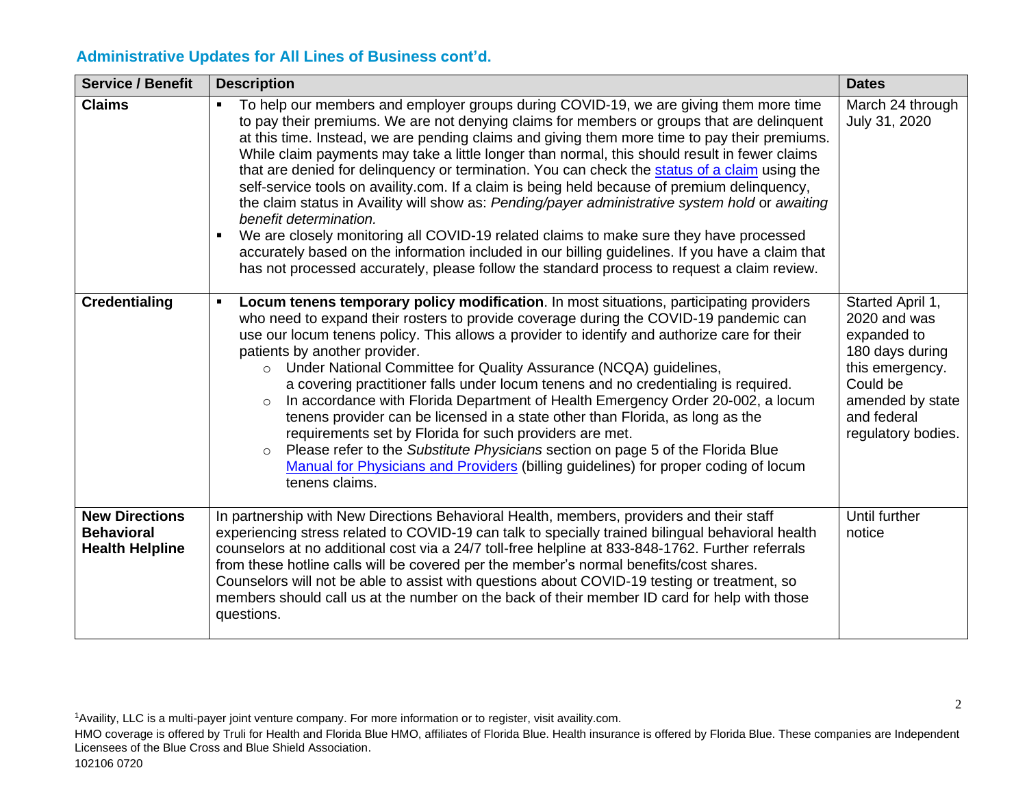## Administrative Updates for All Lines of Business cont'd.

| Service / Benefit | Description | Dates |
|---|---|---|
| **Claims** | ▪ To help our members and employer groups during COVID-19, we are giving them more time to pay their premiums. We are not denying claims for members or groups that are delinquent at this time. Instead, we are pending claims and giving them more time to pay their premiums. While claim payments may take a little longer than normal, this should result in fewer claims that are denied for delinquency or termination. You can check the status of a claim using the self-service tools on availity.com. If a claim is being held because of premium delinquency, the claim status in Availity will show as: *Pending/payer administrative system hold* or *awaiting benefit determination.*<br>▪ We are closely monitoring all COVID-19 related claims to make sure they have processed accurately based on the information included in our billing guidelines. If you have a claim that has not processed accurately, please follow the standard process to request a claim review. | March 24 through July 31, 2020 |
| **Credentialing** | ▪ **Locum tenens temporary policy modification**. In most situations, participating providers who need to expand their rosters to provide coverage during the COVID-19 pandemic can use our locum tenens policy. This allows a provider to identify and authorize care for their patients by another provider.<br>○ Under National Committee for Quality Assurance (NCQA) guidelines, a covering practitioner falls under locum tenens and no credentialing is required.<br>○ In accordance with Florida Department of Health Emergency Order 20-002, a locum tenens provider can be licensed in a state other than Florida, as long as the requirements set by Florida for such providers are met.<br>○ Please refer to the *Substitute Physicians* section on page 5 of the Florida Blue Manual for Physicians and Providers (billing guidelines) for proper coding of locum tenens claims. | Started April 1, 2020 and was expanded to 180 days during this emergency. Could be amended by state and federal regulatory bodies. |
| **New Directions Behavioral Health Helpline** | In partnership with New Directions Behavioral Health, members, providers and their staff experiencing stress related to COVID-19 can talk to specially trained bilingual behavioral health counselors at no additional cost via a 24/7 toll-free helpline at 833-848-1762. Further referrals from these hotline calls will be covered per the member's normal benefits/cost shares. Counselors will not be able to assist with questions about COVID-19 testing or treatment, so members should call us at the number on the back of their member ID card for help with those questions. | Until further notice |

[1]Availity, LLC is a multi-payer joint venture company. For more information or to register, visit availity.com.

HMO coverage is offered by Truli for Health and Florida Blue HMO, affiliates of Florida Blue. Health insurance is offered by Florida Blue. These companies are Independent Licensees of the Blue Cross and Blue Shield Association.

102106 0720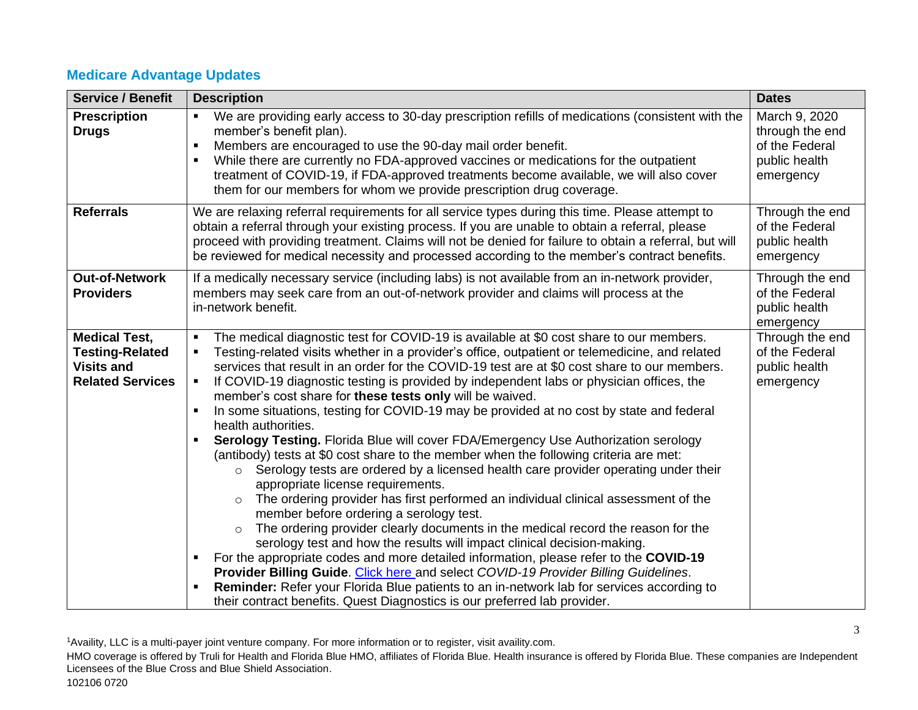## Medicare Advantage Updates

| Service / Benefit | Description | Dates |
|---|---|---|
| **Prescription Drugs** | ▪ We are providing early access to 30-day prescription refills of medications (consistent with the member's benefit plan).<br>▪ Members are encouraged to use the 90-day mail order benefit.<br>▪ While there are currently no FDA-approved vaccines or medications for the outpatient treatment of COVID-19, if FDA-approved treatments become available, we will also cover them for our members for whom we provide prescription drug coverage. | March 9, 2020 through the end of the Federal public health emergency |
| **Referrals** | We are relaxing referral requirements for all service types during this time. Please attempt to obtain a referral through your existing process. If you are unable to obtain a referral, please proceed with providing treatment. Claims will not be denied for failure to obtain a referral, but will be reviewed for medical necessity and processed according to the member's contract benefits. | Through the end of the Federal public health emergency |
| **Out-of-Network Providers** | If a medically necessary service (including labs) is not available from an in-network provider, members may seek care from an out-of-network provider and claims will process at the in-network benefit. | Through the end of the Federal public health emergency |
| **Medical Test, Testing-Related Visits and Related Services** | ▪ The medical diagnostic test for COVID-19 is available at $0 cost share to our members.<br>▪ Testing-related visits whether in a provider's office, outpatient or telemedicine, and related services that result in an order for the COVID-19 test are at $0 cost share to our members.<br>▪ If COVID-19 diagnostic testing is provided by independent labs or physician offices, the member's cost share for **these tests only** will be waived.<br>▪ In some situations, testing for COVID-19 may be provided at no cost by state and federal health authorities.<br>▪ **Serology Testing.** Florida Blue will cover FDA/Emergency Use Authorization serology (antibody) tests at $0 cost share to the member when the following criteria are met:<br>&nbsp;&nbsp;&nbsp;&nbsp;○ Serology tests are ordered by a licensed health care provider operating under their appropriate license requirements.<br>&nbsp;&nbsp;&nbsp;&nbsp;○ The ordering provider has first performed an individual clinical assessment of the member before ordering a serology test.<br>&nbsp;&nbsp;&nbsp;&nbsp;○ The ordering provider clearly documents in the medical record the reason for the serology test and how the results will impact clinical decision-making.<br>▪ For the appropriate codes and more detailed information, please refer to the **COVID-19 Provider Billing Guide**. Click here and select *COVID-19 Provider Billing Guidelines*.<br>▪ **Reminder:** Refer your Florida Blue patients to an in-network lab for services according to their contract benefits. Quest Diagnostics is our preferred lab provider. | Through the end of the Federal public health emergency |

[1]Availity, LLC is a multi-payer joint venture company. For more information or to register, visit availity.com.

HMO coverage is offered by Truli for Health and Florida Blue HMO, affiliates of Florida Blue. Health insurance is offered by Florida Blue. These companies are Independent Licensees of the Blue Cross and Blue Shield Association.

102106 0720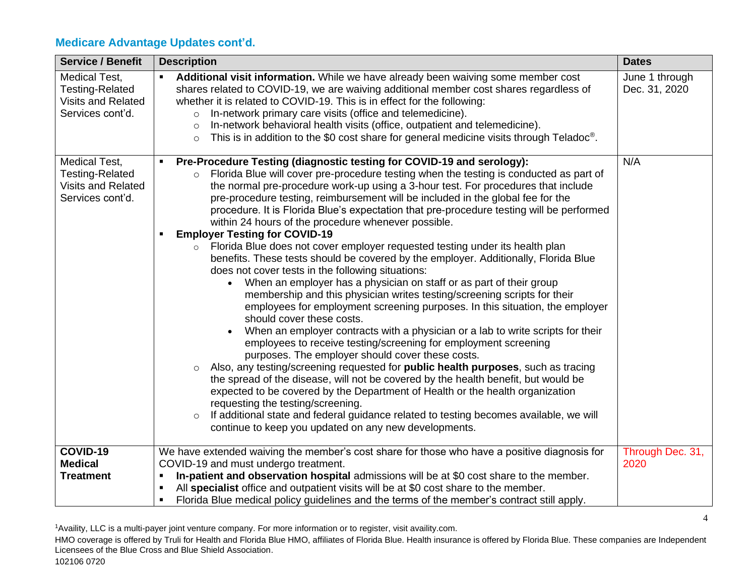## Medicare Advantage Updates cont'd.

| Service / Benefit | Description | Dates |
| --- | --- | --- |
| Medical Test, Testing-Related Visits and Related Services cont'd. | ▪ **Additional visit information.** While we have already been waiving some member cost shares related to COVID-19, we are waiving additional member cost shares regardless of whether it is related to COVID-19. This is in effect for the following:<br>○ In-network primary care visits (office and telemedicine).<br>○ In-network behavioral health visits (office, outpatient and telemedicine).<br>○ This is in addition to the $0 cost share for general medicine visits through Teladoc®. | June 1 through Dec. 31, 2020 |
| Medical Test, Testing-Related Visits and Related Services cont'd. | ▪ **Pre-Procedure Testing (diagnostic testing for COVID-19 and serology):**<br>○ Florida Blue will cover pre-procedure testing when the testing is conducted as part of the normal pre-procedure work-up using a 3-hour test. For procedures that include pre-procedure testing, reimbursement will be included in the global fee for the procedure. It is Florida Blue's expectation that pre-procedure testing will be performed within 24 hours of the procedure whenever possible.<br>▪ **Employer Testing for COVID-19**<br>○ Florida Blue does not cover employer requested testing under its health plan benefits. These tests should be covered by the employer. Additionally, Florida Blue does not cover tests in the following situations:<br>• When an employer has a physician on staff or as part of their group membership and this physician writes testing/screening scripts for their employees for employment screening purposes. In this situation, the employer should cover these costs.<br>• When an employer contracts with a physician or a lab to write scripts for their employees to receive testing/screening for employment screening purposes. The employer should cover these costs.<br>○ Also, any testing/screening requested for **public health purposes**, such as tracing the spread of the disease, will not be covered by the health benefit, but would be expected to be covered by the Department of Health or the health organization requesting the testing/screening.<br>○ If additional state and federal guidance related to testing becomes available, we will continue to keep you updated on any new developments. | N/A |
| **COVID-19 Medical Treatment** | We have extended waiving the member's cost share for those who have a positive diagnosis for COVID-19 and must undergo treatment.<br>▪ **In-patient and observation hospital** admissions will be at $0 cost share to the member.<br>▪ All **specialist** office and outpatient visits will be at $0 cost share to the member.<br>▪ Florida Blue medical policy guidelines and the terms of the member's contract still apply. | Through Dec. 31, 2020 |

[1]Availity, LLC is a multi-payer joint venture company. For more information or to register, visit availity.com.

HMO coverage is offered by Truli for Health and Florida Blue HMO, affiliates of Florida Blue. Health insurance is offered by Florida Blue. These companies are Independent Licensees of the Blue Cross and Blue Shield Association.

102106 0720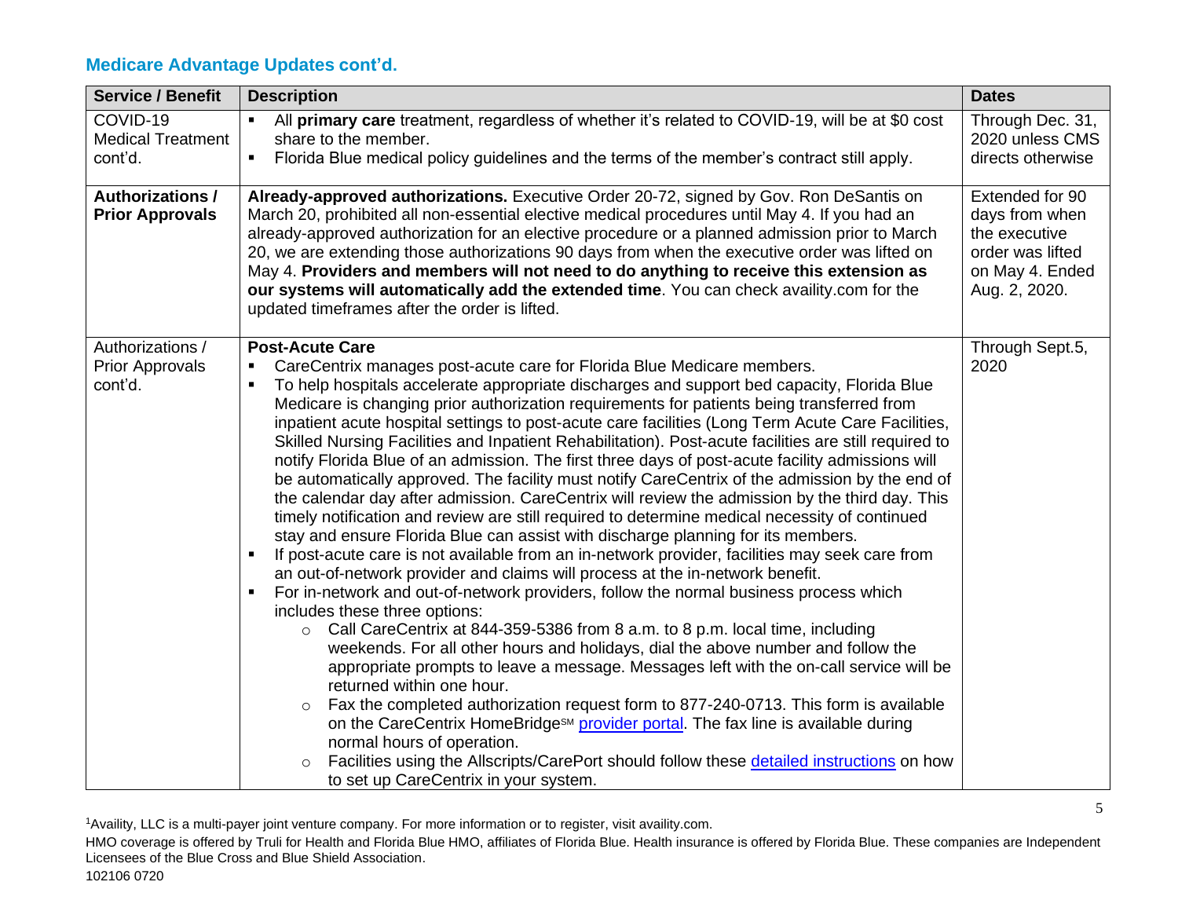## Medicare Advantage Updates cont'd.

| Service / Benefit | Description | Dates |
|---|---|---|
| COVID-19 Medical Treatment cont'd. | ▪ All **primary care** treatment, regardless of whether it's related to COVID-19, will be at $0 cost share to the member.<br>▪ Florida Blue medical policy guidelines and the terms of the member's contract still apply. | Through Dec. 31, 2020 unless CMS directs otherwise |
| **Authorizations / Prior Approvals** | **Already-approved authorizations.** Executive Order 20-72, signed by Gov. Ron DeSantis on March 20, prohibited all non-essential elective medical procedures until May 4. If you had an already-approved authorization for an elective procedure or a planned admission prior to March 20, we are extending those authorizations 90 days from when the executive order was lifted on May 4. **Providers and members will not need to do anything to receive this extension as our systems will automatically add the extended time**. You can check availity.com for the updated timeframes after the order is lifted. | Extended for 90 days from when the executive order was lifted on May 4. Ended Aug. 2, 2020. |
| Authorizations / Prior Approvals cont'd. | **Post-Acute Care**<br>▪ CareCentrix manages post-acute care for Florida Blue Medicare members.<br>▪ To help hospitals accelerate appropriate discharges and support bed capacity, Florida Blue Medicare is changing prior authorization requirements for patients being transferred from inpatient acute hospital settings to post-acute care facilities (Long Term Acute Care Facilities, Skilled Nursing Facilities and Inpatient Rehabilitation). Post-acute facilities are still required to notify Florida Blue of an admission. The first three days of post-acute facility admissions will be automatically approved. The facility must notify CareCentrix of the admission by the end of the calendar day after admission. CareCentrix will review the admission by the third day. This timely notification and review are still required to determine medical necessity of continued stay and ensure Florida Blue can assist with discharge planning for its members.<br>▪ If post-acute care is not available from an in-network provider, facilities may seek care from an out-of-network provider and claims will process at the in-network benefit.<br>▪ For in-network and out-of-network providers, follow the normal business process which includes these three options:<br>&nbsp;&nbsp;○ Call CareCentrix at 844-359-5386 from 8 a.m. to 8 p.m. local time, including weekends. For all other hours and holidays, dial the above number and follow the appropriate prompts to leave a message. Messages left with the on-call service will be returned within one hour.<br>&nbsp;&nbsp;○ Fax the completed authorization request form to 877-240-0713. This form is available on the CareCentrix HomeBridge℠ provider portal. The fax line is available during normal hours of operation.<br>&nbsp;&nbsp;○ Facilities using the Allscripts/CarePort should follow these detailed instructions on how to set up CareCentrix in your system. | Through Sept.5, 2020 |

[1]Availity, LLC is a multi-payer joint venture company. For more information or to register, visit availity.com.

HMO coverage is offered by Truli for Health and Florida Blue HMO, affiliates of Florida Blue. Health insurance is offered by Florida Blue. These companies are Independent Licensees of the Blue Cross and Blue Shield Association.

102106 0720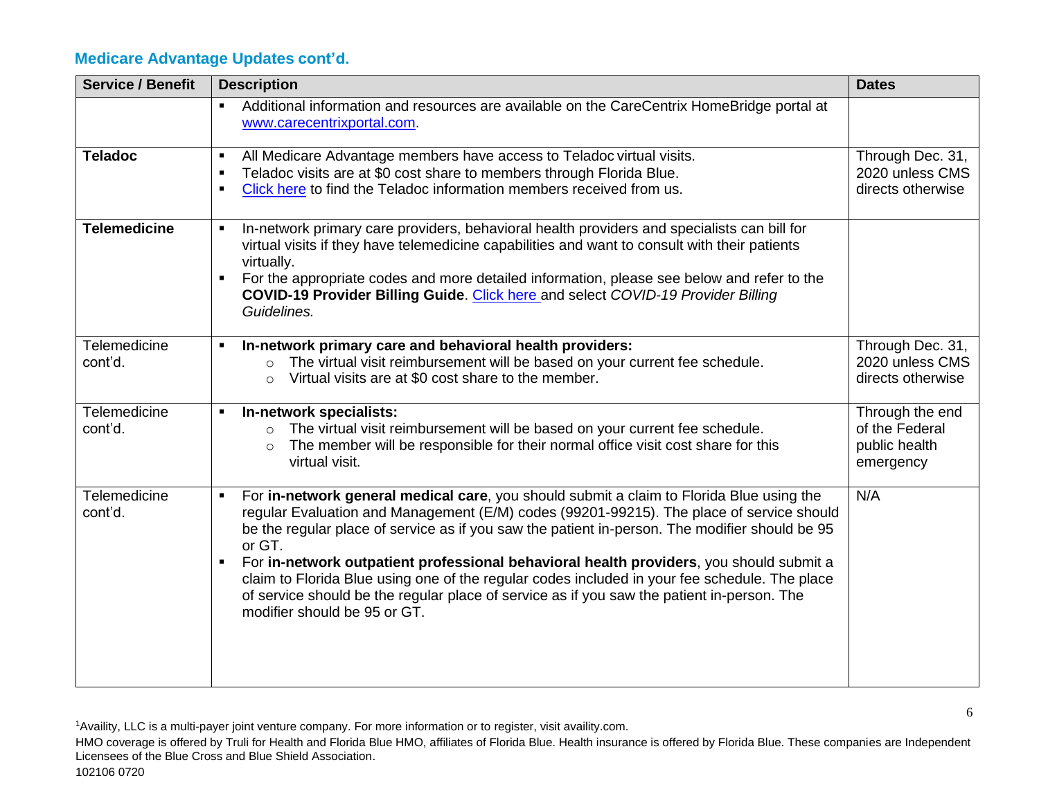## Medicare Advantage Updates cont'd.

| Service / Benefit | Description | Dates |
| --- | --- | --- |
| | ▪ Additional information and resources are available on the CareCentrix HomeBridge portal at [www.carecentrixportal.com](http://www.carecentrixportal.com). | |
| **Teladoc** | ▪ All Medicare Advantage members have access to Teladoc virtual visits.<br>▪ Teladoc visits are at $0 cost share to members through Florida Blue.<br>▪ Click here to find the Teladoc information members received from us. | Through Dec. 31, 2020 unless CMS directs otherwise |
| **Telemedicine** | ▪ In-network primary care providers, behavioral health providers and specialists can bill for virtual visits if they have telemedicine capabilities and want to consult with their patients virtually.<br>▪ For the appropriate codes and more detailed information, please see below and refer to the **COVID-19 Provider Billing Guide**. Click here and select *COVID-19 Provider Billing Guidelines.* | |
| Telemedicine cont'd. | ▪ **In-network primary care and behavioral health providers:**<br>○ The virtual visit reimbursement will be based on your current fee schedule.<br>○ Virtual visits are at $0 cost share to the member. | Through Dec. 31, 2020 unless CMS directs otherwise |
| Telemedicine cont'd. | ▪ **In-network specialists:**<br>○ The virtual visit reimbursement will be based on your current fee schedule.<br>○ The member will be responsible for their normal office visit cost share for this virtual visit. | Through the end of the Federal public health emergency |
| Telemedicine cont'd. | ▪ For **in-network general medical care**, you should submit a claim to Florida Blue using the regular Evaluation and Management (E/M) codes (99201-99215). The place of service should be the regular place of service as if you saw the patient in-person. The modifier should be 95 or GT.<br>▪ For **in-network outpatient professional behavioral health providers**, you should submit a claim to Florida Blue using one of the regular codes included in your fee schedule. The place of service should be the regular place of service as if you saw the patient in-person. The modifier should be 95 or GT. | N/A |

[1]Availity, LLC is a multi-payer joint venture company. For more information or to register, visit availity.com.

HMO coverage is offered by Truli for Health and Florida Blue HMO, affiliates of Florida Blue. Health insurance is offered by Florida Blue. These companies are Independent Licensees of the Blue Cross and Blue Shield Association.

102106 0720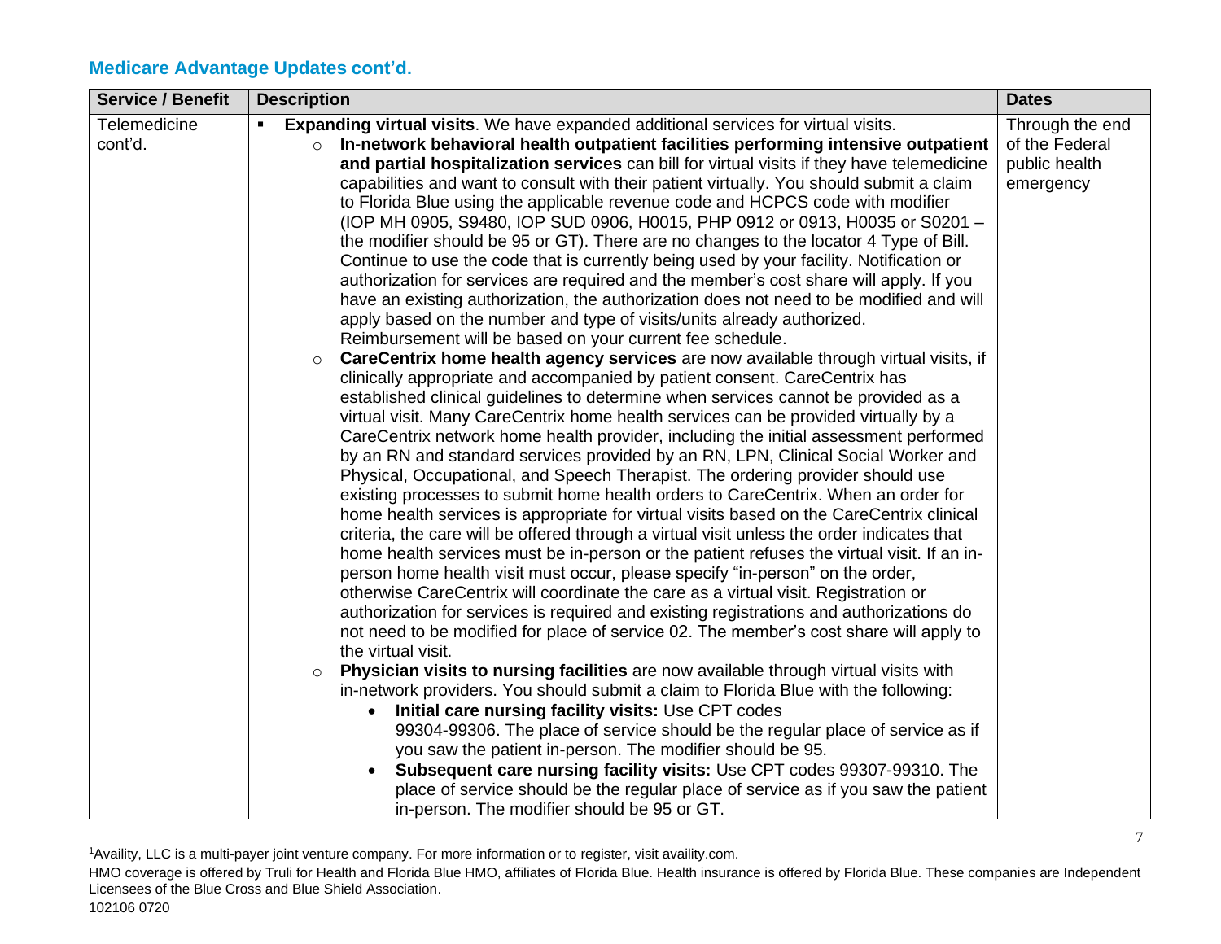## Medicare Advantage Updates cont'd.

| Service / Benefit | Description | Dates |
|---|---|---|
| Telemedicine cont'd. | ▪ **Expanding virtual visits**. We have expanded additional services for virtual visits.<br>○ **In-network behavioral health outpatient facilities performing intensive outpatient and partial hospitalization services** can bill for virtual visits if they have telemedicine capabilities and want to consult with their patient virtually. You should submit a claim to Florida Blue using the applicable revenue code and HCPCS code with modifier (IOP MH 0905, S9480, IOP SUD 0906, H0015, PHP 0912 or 0913, H0035 or S0201 – the modifier should be 95 or GT). There are no changes to the locator 4 Type of Bill. Continue to use the code that is currently being used by your facility. Notification or authorization for services are required and the member's cost share will apply. If you have an existing authorization, the authorization does not need to be modified and will apply based on the number and type of visits/units already authorized. Reimbursement will be based on your current fee schedule.<br>○ **CareCentrix home health agency services** are now available through virtual visits, if clinically appropriate and accompanied by patient consent. CareCentrix has established clinical guidelines to determine when services cannot be provided as a virtual visit. Many CareCentrix home health services can be provided virtually by a CareCentrix network home health provider, including the initial assessment performed by an RN and standard services provided by an RN, LPN, Clinical Social Worker and Physical, Occupational, and Speech Therapist. The ordering provider should use existing processes to submit home health orders to CareCentrix. When an order for home health services is appropriate for virtual visits based on the CareCentrix clinical criteria, the care will be offered through a virtual visit unless the order indicates that home health services must be in-person or the patient refuses the virtual visit. If an in-person home health visit must occur, please specify "in-person" on the order, otherwise CareCentrix will coordinate the care as a virtual visit. Registration or authorization for services is required and existing registrations and authorizations do not need to be modified for place of service 02. The member's cost share will apply to the virtual visit.<br>○ **Physician visits to nursing facilities** are now available through virtual visits with in-network providers. You should submit a claim to Florida Blue with the following:<br>• **Initial care nursing facility visits:** Use CPT codes 99304-99306. The place of service should be the regular place of service as if you saw the patient in-person. The modifier should be 95.<br>• **Subsequent care nursing facility visits:** Use CPT codes 99307-99310. The place of service should be the regular place of service as if you saw the patient in-person. The modifier should be 95 or GT. | Through the end of the Federal public health emergency |

[1]Availity, LLC is a multi-payer joint venture company. For more information or to register, visit availity.com.

HMO coverage is offered by Truli for Health and Florida Blue HMO, affiliates of Florida Blue. Health insurance is offered by Florida Blue. These companies are Independent Licensees of the Blue Cross and Blue Shield Association.

102106 0720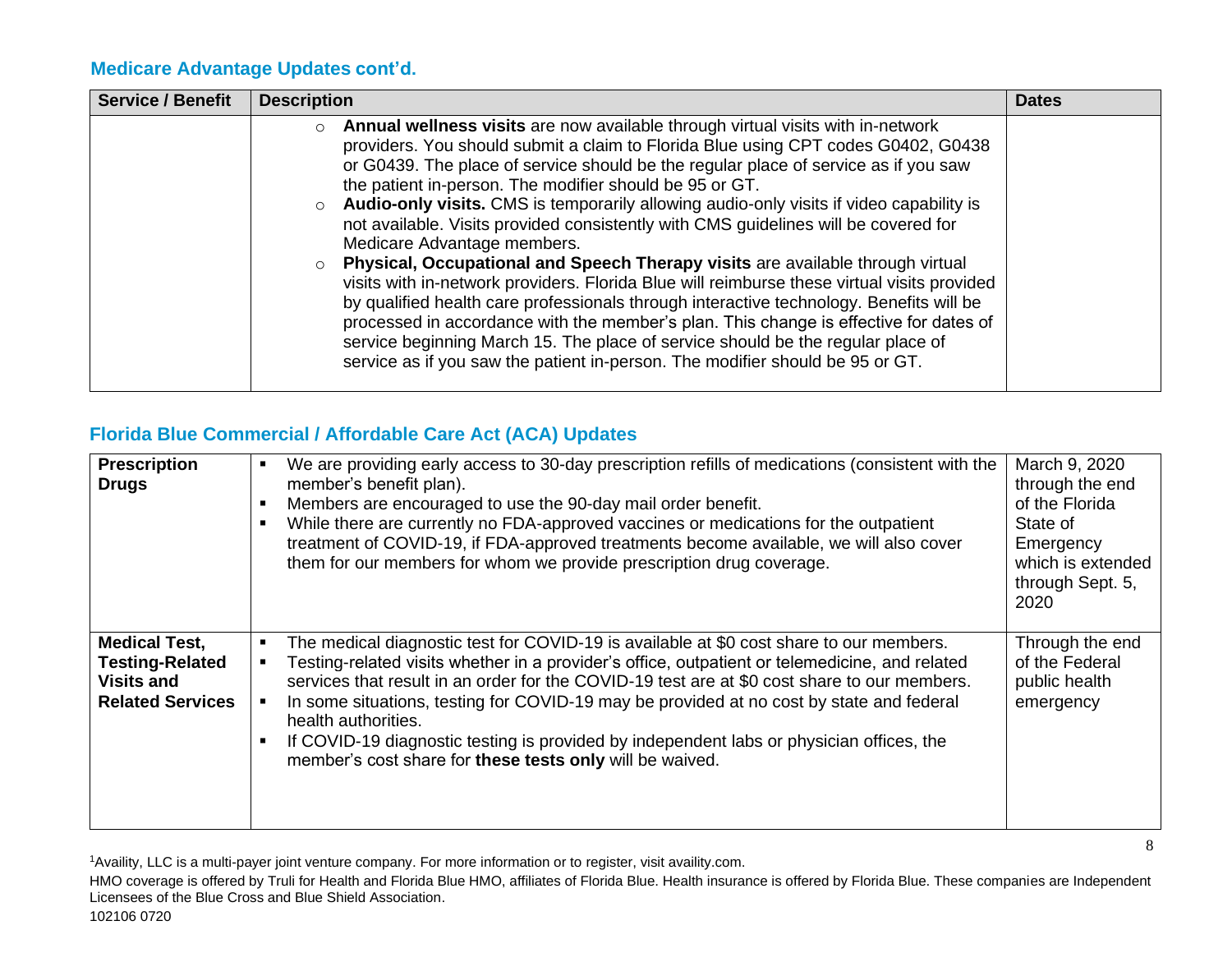## Medicare Advantage Updates cont'd.

| Service / Benefit | Description | Dates |
|---|---|---|
| | ○ **Annual wellness visits** are now available through virtual visits with in-network providers. You should submit a claim to Florida Blue using CPT codes G0402, G0438 or G0439. The place of service should be the regular place of service as if you saw the patient in-person. The modifier should be 95 or GT.<br>○ **Audio-only visits.** CMS is temporarily allowing audio-only visits if video capability is not available. Visits provided consistently with CMS guidelines will be covered for Medicare Advantage members.<br>○ **Physical, Occupational and Speech Therapy visits** are available through virtual visits with in-network providers. Florida Blue will reimburse these virtual visits provided by qualified health care professionals through interactive technology. Benefits will be processed in accordance with the member's plan. This change is effective for dates of service beginning March 15. The place of service should be the regular place of service as if you saw the patient in-person. The modifier should be 95 or GT. | |

## Florida Blue Commercial / Affordable Care Act (ACA) Updates

| | | |
|---|---|---|
| **Prescription Drugs** | ▪ We are providing early access to 30-day prescription refills of medications (consistent with the member's benefit plan).<br>▪ Members are encouraged to use the 90-day mail order benefit.<br>▪ While there are currently no FDA-approved vaccines or medications for the outpatient treatment of COVID-19, if FDA-approved treatments become available, we will also cover them for our members for whom we provide prescription drug coverage. | March 9, 2020 through the end of the Florida State of Emergency which is extended through Sept. 5, 2020 |
| **Medical Test, Testing-Related Visits and Related Services** | ▪ The medical diagnostic test for COVID-19 is available at $0 cost share to our members.<br>▪ Testing-related visits whether in a provider's office, outpatient or telemedicine, and related services that result in an order for the COVID-19 test are at $0 cost share to our members.<br>▪ In some situations, testing for COVID-19 may be provided at no cost by state and federal health authorities.<br>▪ If COVID-19 diagnostic testing is provided by independent labs or physician offices, the member's cost share for **these tests only** will be waived. | Through the end of the Federal public health emergency |

[1]Availity, LLC is a multi-payer joint venture company. For more information or to register, visit availity.com.

HMO coverage is offered by Truli for Health and Florida Blue HMO, affiliates of Florida Blue. Health insurance is offered by Florida Blue. These companies are Independent Licensees of the Blue Cross and Blue Shield Association.

102106 0720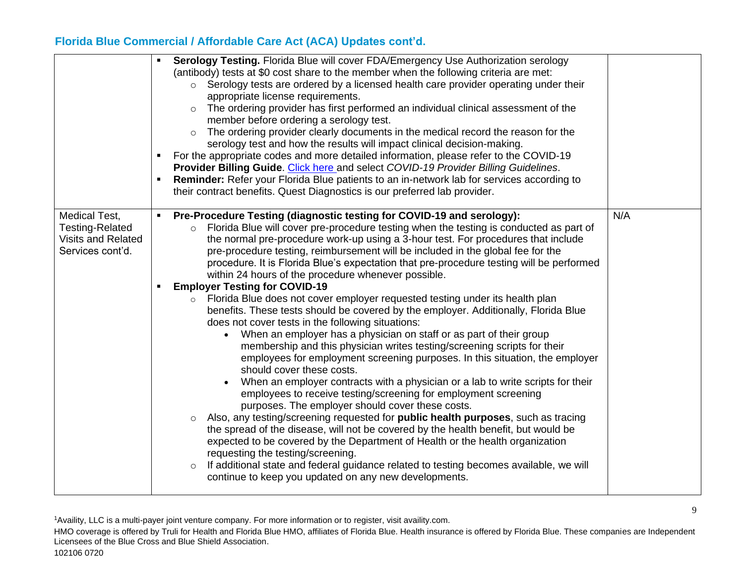## Florida Blue Commercial / Affordable Care Act (ACA) Updates cont'd.

| | | |
|---|---|---|
| | ▪ **Serology Testing.** Florida Blue will cover FDA/Emergency Use Authorization serology (antibody) tests at $0 cost share to the member when the following criteria are met:<br>○ Serology tests are ordered by a licensed health care provider operating under their appropriate license requirements.<br>○ The ordering provider has first performed an individual clinical assessment of the member before ordering a serology test.<br>○ The ordering provider clearly documents in the medical record the reason for the serology test and how the results will impact clinical decision-making.<br>▪ For the appropriate codes and more detailed information, please refer to the COVID-19 **Provider Billing Guide**. Click here and select *COVID-19 Provider Billing Guidelines*.<br>▪ **Reminder:** Refer your Florida Blue patients to an in-network lab for services according to their contract benefits. Quest Diagnostics is our preferred lab provider. | |
| Medical Test, Testing-Related Visits and Related Services cont'd. | ▪ **Pre-Procedure Testing (diagnostic testing for COVID-19 and serology):**<br>○ Florida Blue will cover pre-procedure testing when the testing is conducted as part of the normal pre-procedure work-up using a 3-hour test. For procedures that include pre-procedure testing, reimbursement will be included in the global fee for the procedure. It is Florida Blue's expectation that pre-procedure testing will be performed within 24 hours of the procedure whenever possible.<br>▪ **Employer Testing for COVID-19**<br>○ Florida Blue does not cover employer requested testing under its health plan benefits. These tests should be covered by the employer. Additionally, Florida Blue does not cover tests in the following situations:<br>• When an employer has a physician on staff or as part of their group membership and this physician writes testing/screening scripts for their employees for employment screening purposes. In this situation, the employer should cover these costs.<br>• When an employer contracts with a physician or a lab to write scripts for their employees to receive testing/screening for employment screening purposes. The employer should cover these costs.<br>○ Also, any testing/screening requested for **public health purposes**, such as tracing the spread of the disease, will not be covered by the health benefit, but would be expected to be covered by the Department of Health or the health organization requesting the testing/screening.<br>○ If additional state and federal guidance related to testing becomes available, we will continue to keep you updated on any new developments. | N/A |

[1]Availity, LLC is a multi-payer joint venture company. For more information or to register, visit availity.com.

HMO coverage is offered by Truli for Health and Florida Blue HMO, affiliates of Florida Blue. Health insurance is offered by Florida Blue. These companies are Independent Licensees of the Blue Cross and Blue Shield Association.

102106 0720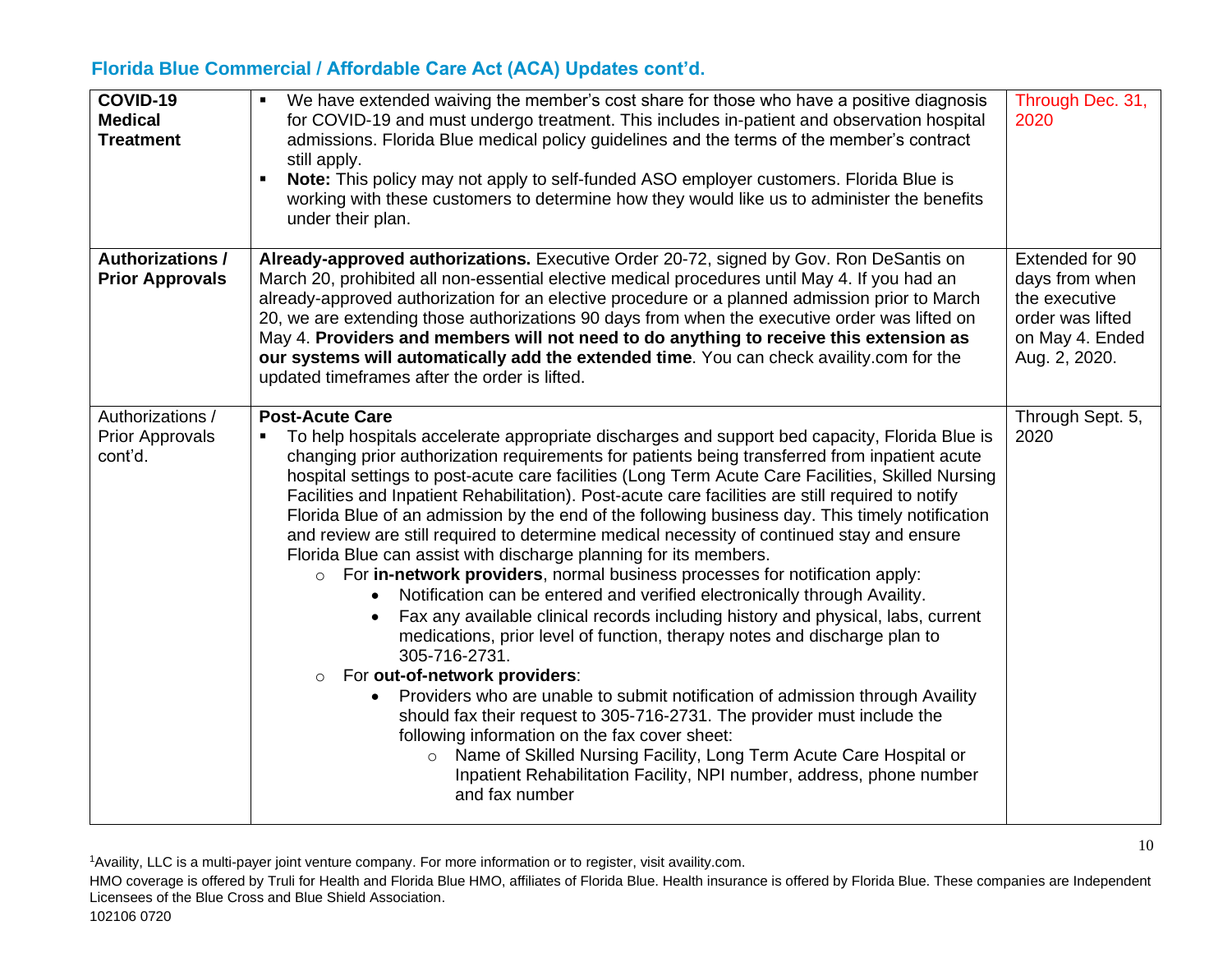## Florida Blue Commercial / Affordable Care Act (ACA) Updates cont'd.

| | | |
|---|---|---|
| **COVID-19 Medical Treatment** | ▪ We have extended waiving the member's cost share for those who have a positive diagnosis for COVID-19 and must undergo treatment. This includes in-patient and observation hospital admissions. Florida Blue medical policy guidelines and the terms of the member's contract still apply.<br>▪ **Note:** This policy may not apply to self-funded ASO employer customers. Florida Blue is working with these customers to determine how they would like us to administer the benefits under their plan. | Through Dec. 31, 2020 |
| **Authorizations / Prior Approvals** | **Already-approved authorizations.** Executive Order 20-72, signed by Gov. Ron DeSantis on March 20, prohibited all non-essential elective medical procedures until May 4. If you had an already-approved authorization for an elective procedure or a planned admission prior to March 20, we are extending those authorizations 90 days from when the executive order was lifted on May 4. **Providers and members will not need to do anything to receive this extension as our systems will automatically add the extended time**. You can check availity.com for the updated timeframes after the order is lifted. | Extended for 90 days from when the executive order was lifted on May 4. Ended Aug. 2, 2020. |
| Authorizations / Prior Approvals cont'd. | **Post-Acute Care**<br>▪ To help hospitals accelerate appropriate discharges and support bed capacity, Florida Blue is changing prior authorization requirements for patients being transferred from inpatient acute hospital settings to post-acute care facilities (Long Term Acute Care Facilities, Skilled Nursing Facilities and Inpatient Rehabilitation). Post-acute care facilities are still required to notify Florida Blue of an admission by the end of the following business day. This timely notification and review are still required to determine medical necessity of continued stay and ensure Florida Blue can assist with discharge planning for its members.<br>  ○ For **in-network providers**, normal business processes for notification apply:<br>    • Notification can be entered and verified electronically through Availity.<br>    • Fax any available clinical records including history and physical, labs, current medications, prior level of function, therapy notes and discharge plan to 305-716-2731.<br>  ○ For **out-of-network providers**:<br>    • Providers who are unable to submit notification of admission through Availity should fax their request to 305-716-2731. The provider must include the following information on the fax cover sheet:<br>      ○ Name of Skilled Nursing Facility, Long Term Acute Care Hospital or Inpatient Rehabilitation Facility, NPI number, address, phone number and fax number | Through Sept. 5, 2020 |

[1]Availity, LLC is a multi-payer joint venture company. For more information or to register, visit availity.com.

HMO coverage is offered by Truli for Health and Florida Blue HMO, affiliates of Florida Blue. Health insurance is offered by Florida Blue. These companies are Independent Licensees of the Blue Cross and Blue Shield Association.

102106 0720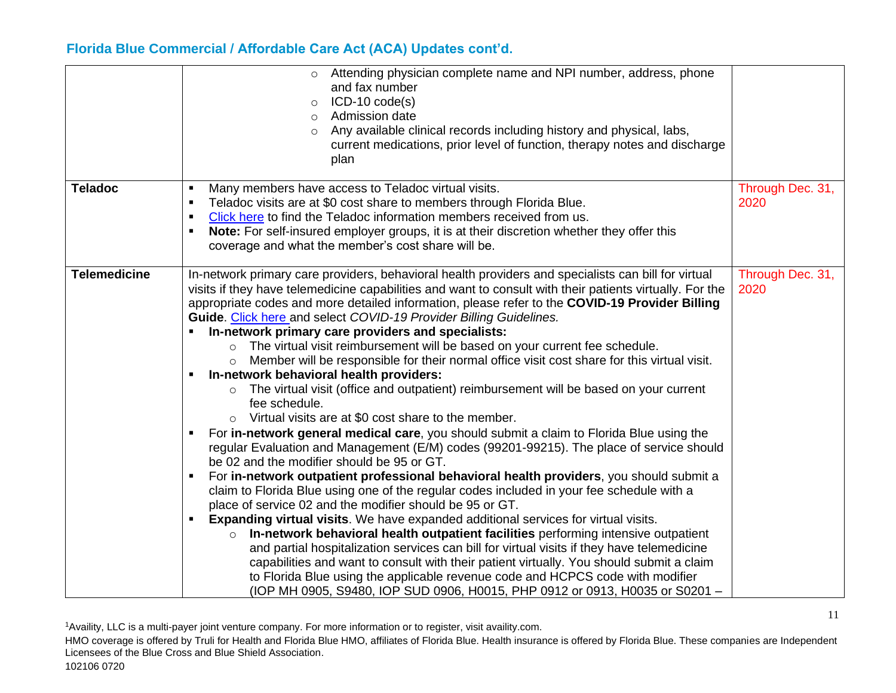## Florida Blue Commercial / Affordable Care Act (ACA) Updates cont'd.

| | | |
|---|---|---|
| | ○ Attending physician complete name and NPI number, address, phone and fax number<br>○ ICD-10 code(s)<br>○ Admission date<br>○ Any available clinical records including history and physical, labs, current medications, prior level of function, therapy notes and discharge plan | |
| **Teladoc** | ▪ Many members have access to Teladoc virtual visits.<br>▪ Teladoc visits are at $0 cost share to members through Florida Blue.<br>▪ Click here to find the Teladoc information members received from us.<br>▪ **Note:** For self-insured employer groups, it is at their discretion whether they offer this coverage and what the member's cost share will be. | Through Dec. 31, 2020 |
| **Telemedicine** | In-network primary care providers, behavioral health providers and specialists can bill for virtual visits if they have telemedicine capabilities and want to consult with their patients virtually. For the appropriate codes and more detailed information, please refer to the **COVID-19 Provider Billing Guide**. Click here and select *COVID-19 Provider Billing Guidelines.*<br>▪ **In-network primary care providers and specialists:**<br>○ The virtual visit reimbursement will be based on your current fee schedule.<br>○ Member will be responsible for their normal office visit cost share for this virtual visit.<br>▪ **In-network behavioral health providers:**<br>○ The virtual visit (office and outpatient) reimbursement will be based on your current fee schedule.<br>○ Virtual visits are at $0 cost share to the member.<br>▪ For **in-network general medical care**, you should submit a claim to Florida Blue using the regular Evaluation and Management (E/M) codes (99201-99215). The place of service should be 02 and the modifier should be 95 or GT.<br>▪ For **in-network outpatient professional behavioral health providers**, you should submit a claim to Florida Blue using one of the regular codes included in your fee schedule with a place of service 02 and the modifier should be 95 or GT.<br>▪ **Expanding virtual visits**. We have expanded additional services for virtual visits.<br>○ **In-network behavioral health outpatient facilities** performing intensive outpatient and partial hospitalization services can bill for virtual visits if they have telemedicine capabilities and want to consult with their patient virtually. You should submit a claim to Florida Blue using the applicable revenue code and HCPCS code with modifier (IOP MH 0905, S9480, IOP SUD 0906, H0015, PHP 0912 or 0913, H0035 or S0201 – | Through Dec. 31, 2020 |

[1]Availity, LLC is a multi-payer joint venture company. For more information or to register, visit availity.com.

HMO coverage is offered by Truli for Health and Florida Blue HMO, affiliates of Florida Blue. Health insurance is offered by Florida Blue. These companies are Independent Licensees of the Blue Cross and Blue Shield Association.

102106 0720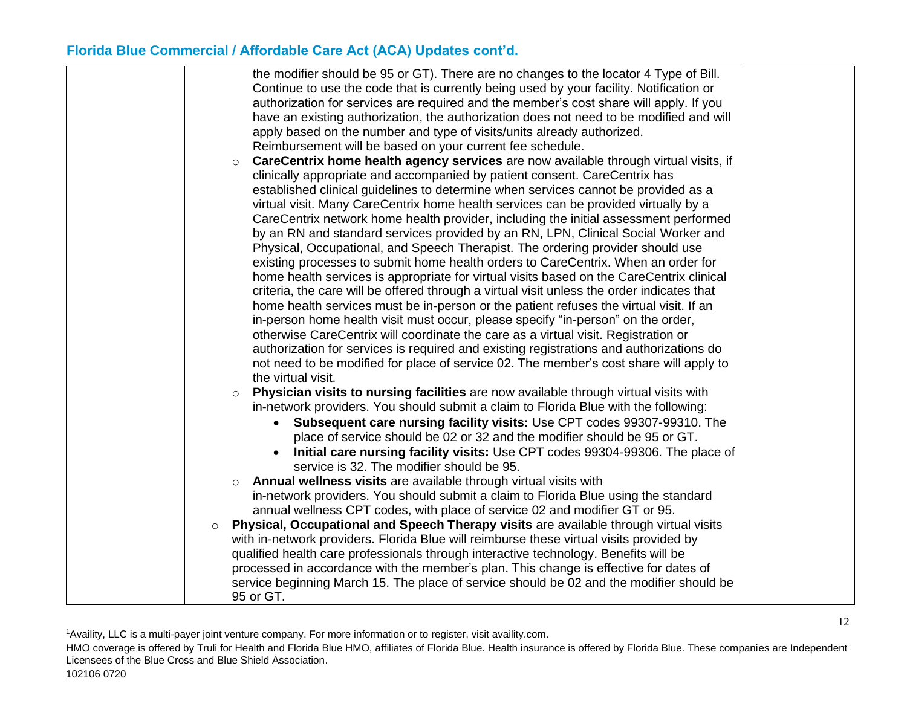## Florida Blue Commercial / Affordable Care Act (ACA) Updates cont'd.

| | | |
|---|---|---|
| | the modifier should be 95 or GT). There are no changes to the locator 4 Type of Bill. Continue to use the code that is currently being used by your facility. Notification or authorization for services are required and the member's cost share will apply. If you have an existing authorization, the authorization does not need to be modified and will apply based on the number and type of visits/units already authorized. Reimbursement will be based on your current fee schedule.<br>◦ **CareCentrix home health agency services** are now available through virtual visits, if clinically appropriate and accompanied by patient consent. CareCentrix has established clinical guidelines to determine when services cannot be provided as a virtual visit. Many CareCentrix home health services can be provided virtually by a CareCentrix network home health provider, including the initial assessment performed by an RN and standard services provided by an RN, LPN, Clinical Social Worker and Physical, Occupational, and Speech Therapist. The ordering provider should use existing processes to submit home health orders to CareCentrix. When an order for home health services is appropriate for virtual visits based on the CareCentrix clinical criteria, the care will be offered through a virtual visit unless the order indicates that home health services must be in-person or the patient refuses the virtual visit. If an in-person home health visit must occur, please specify "in-person" on the order, otherwise CareCentrix will coordinate the care as a virtual visit. Registration or authorization for services is required and existing registrations and authorizations do not need to be modified for place of service 02. The member's cost share will apply to the virtual visit.<br>◦ **Physician visits to nursing facilities** are now available through virtual visits with in-network providers. You should submit a claim to Florida Blue with the following:<br>• **Subsequent care nursing facility visits:** Use CPT codes 99307-99310. The place of service should be 02 or 32 and the modifier should be 95 or GT.<br>• **Initial care nursing facility visits:** Use CPT codes 99304-99306. The place of service is 32. The modifier should be 95.<br>◦ **Annual wellness visits** are available through virtual visits with in-network providers. You should submit a claim to Florida Blue using the standard annual wellness CPT codes, with place of service 02 and modifier GT or 95.<br>◦ **Physical, Occupational and Speech Therapy visits** are available through virtual visits with in-network providers. Florida Blue will reimburse these virtual visits provided by qualified health care professionals through interactive technology. Benefits will be processed in accordance with the member's plan. This change is effective for dates of service beginning March 15. The place of service should be 02 and the modifier should be 95 or GT. | |

[1]Availity, LLC is a multi-payer joint venture company. For more information or to register, visit availity.com.

HMO coverage is offered by Truli for Health and Florida Blue HMO, affiliates of Florida Blue. Health insurance is offered by Florida Blue. These companies are Independent Licensees of the Blue Cross and Blue Shield Association.

102106 0720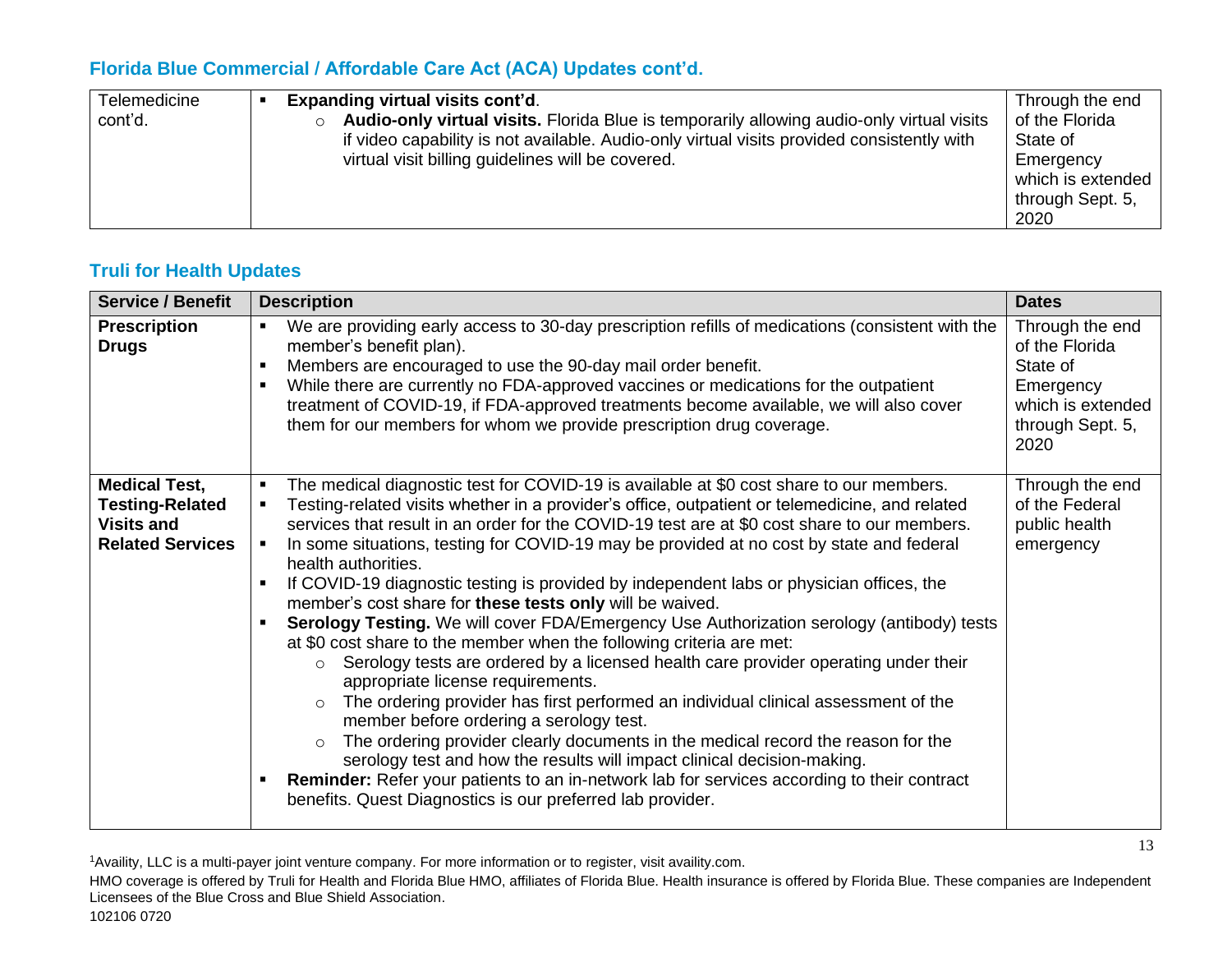## Florida Blue Commercial / Affordable Care Act (ACA) Updates cont'd.

| | | |
|---|---|---|
| Telemedicine cont'd. | ▪ **Expanding virtual visits cont'd**.<br>○ **Audio-only virtual visits.** Florida Blue is temporarily allowing audio-only virtual visits if video capability is not available. Audio-only virtual visits provided consistently with virtual visit billing guidelines will be covered. | Through the end of the Florida State of Emergency which is extended through Sept. 5, 2020 |

## Truli for Health Updates

| Service / Benefit | Description | Dates |
|---|---|---|
| **Prescription Drugs** | ▪ We are providing early access to 30-day prescription refills of medications (consistent with the member's benefit plan).<br>▪ Members are encouraged to use the 90-day mail order benefit.<br>▪ While there are currently no FDA-approved vaccines or medications for the outpatient treatment of COVID-19, if FDA-approved treatments become available, we will also cover them for our members for whom we provide prescription drug coverage. | Through the end of the Florida State of Emergency which is extended through Sept. 5, 2020 |
| **Medical Test, Testing-Related Visits and Related Services** | ▪ The medical diagnostic test for COVID-19 is available at $0 cost share to our members.<br>▪ Testing-related visits whether in a provider's office, outpatient or telemedicine, and related services that result in an order for the COVID-19 test are at $0 cost share to our members.<br>▪ In some situations, testing for COVID-19 may be provided at no cost by state and federal health authorities.<br>▪ If COVID-19 diagnostic testing is provided by independent labs or physician offices, the member's cost share for **these tests only** will be waived.<br>▪ **Serology Testing.** We will cover FDA/Emergency Use Authorization serology (antibody) tests at $0 cost share to the member when the following criteria are met:<br>○ Serology tests are ordered by a licensed health care provider operating under their appropriate license requirements.<br>○ The ordering provider has first performed an individual clinical assessment of the member before ordering a serology test.<br>○ The ordering provider clearly documents in the medical record the reason for the serology test and how the results will impact clinical decision-making.<br>▪ **Reminder:** Refer your patients to an in-network lab for services according to their contract benefits. Quest Diagnostics is our preferred lab provider. | Through the end of the Federal public health emergency |

[1]Availity, LLC is a multi-payer joint venture company. For more information or to register, visit availity.com.

HMO coverage is offered by Truli for Health and Florida Blue HMO, affiliates of Florida Blue. Health insurance is offered by Florida Blue. These companies are Independent Licensees of the Blue Cross and Blue Shield Association.

102106 0720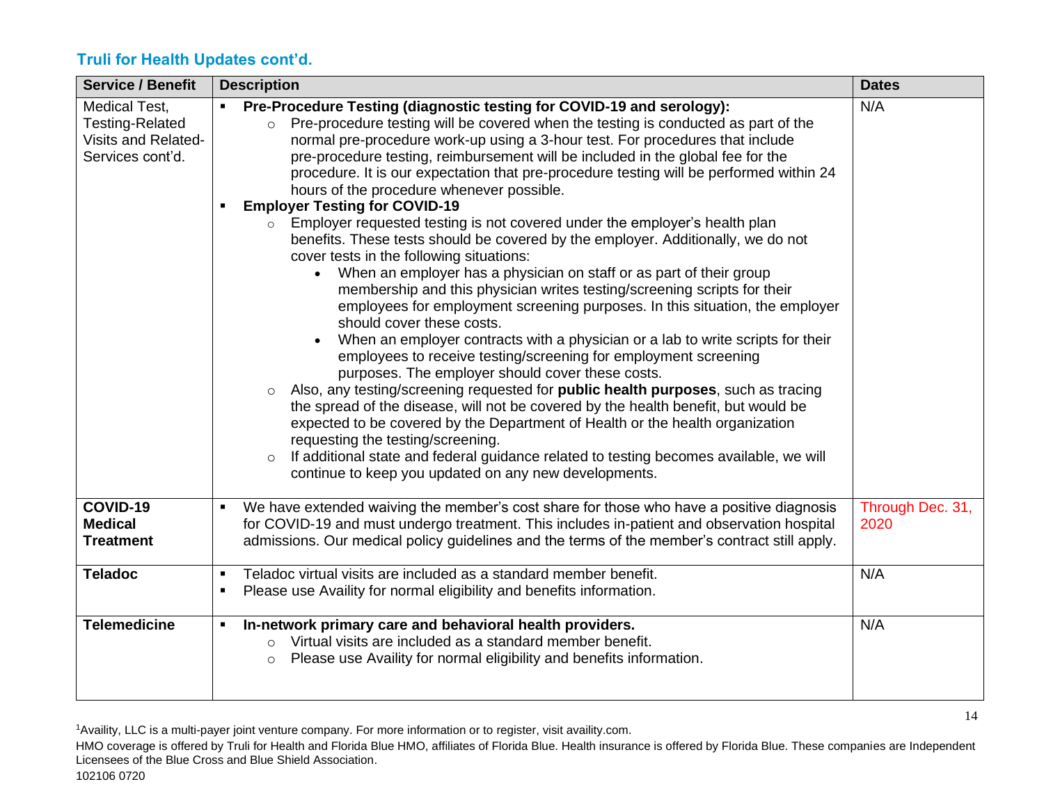## Truli for Health Updates cont'd.

| Service / Benefit | Description | Dates |
|---|---|---|
| Medical Test, Testing-Related Visits and Related-Services cont'd. | ▪ **Pre-Procedure Testing (diagnostic testing for COVID-19 and serology):**<br>○ Pre-procedure testing will be covered when the testing is conducted as part of the normal pre-procedure work-up using a 3-hour test. For procedures that include pre-procedure testing, reimbursement will be included in the global fee for the procedure. It is our expectation that pre-procedure testing will be performed within 24 hours of the procedure whenever possible.<br>▪ **Employer Testing for COVID-19**<br>○ Employer requested testing is not covered under the employer's health plan benefits. These tests should be covered by the employer. Additionally, we do not cover tests in the following situations:<br>• When an employer has a physician on staff or as part of their group membership and this physician writes testing/screening scripts for their employees for employment screening purposes. In this situation, the employer should cover these costs.<br>• When an employer contracts with a physician or a lab to write scripts for their employees to receive testing/screening for employment screening purposes. The employer should cover these costs.<br>○ Also, any testing/screening requested for **public health purposes**, such as tracing the spread of the disease, will not be covered by the health benefit, but would be expected to be covered by the Department of Health or the health organization requesting the testing/screening.<br>○ If additional state and federal guidance related to testing becomes available, we will continue to keep you updated on any new developments. | N/A |
| **COVID-19 Medical Treatment** | ▪ We have extended waiving the member's cost share for those who have a positive diagnosis for COVID-19 and must undergo treatment. This includes in-patient and observation hospital admissions. Our medical policy guidelines and the terms of the member's contract still apply. | Through Dec. 31, 2020 |
| **Teladoc** | ▪ Teladoc virtual visits are included as a standard member benefit.<br>▪ Please use Availity for normal eligibility and benefits information. | N/A |
| **Telemedicine** | ▪ **In-network primary care and behavioral health providers.**<br>○ Virtual visits are included as a standard member benefit.<br>○ Please use Availity for normal eligibility and benefits information. | N/A |

[1]Availity, LLC is a multi-payer joint venture company. For more information or to register, visit availity.com.

HMO coverage is offered by Truli for Health and Florida Blue HMO, affiliates of Florida Blue. Health insurance is offered by Florida Blue. These companies are Independent Licensees of the Blue Cross and Blue Shield Association.

102106 0720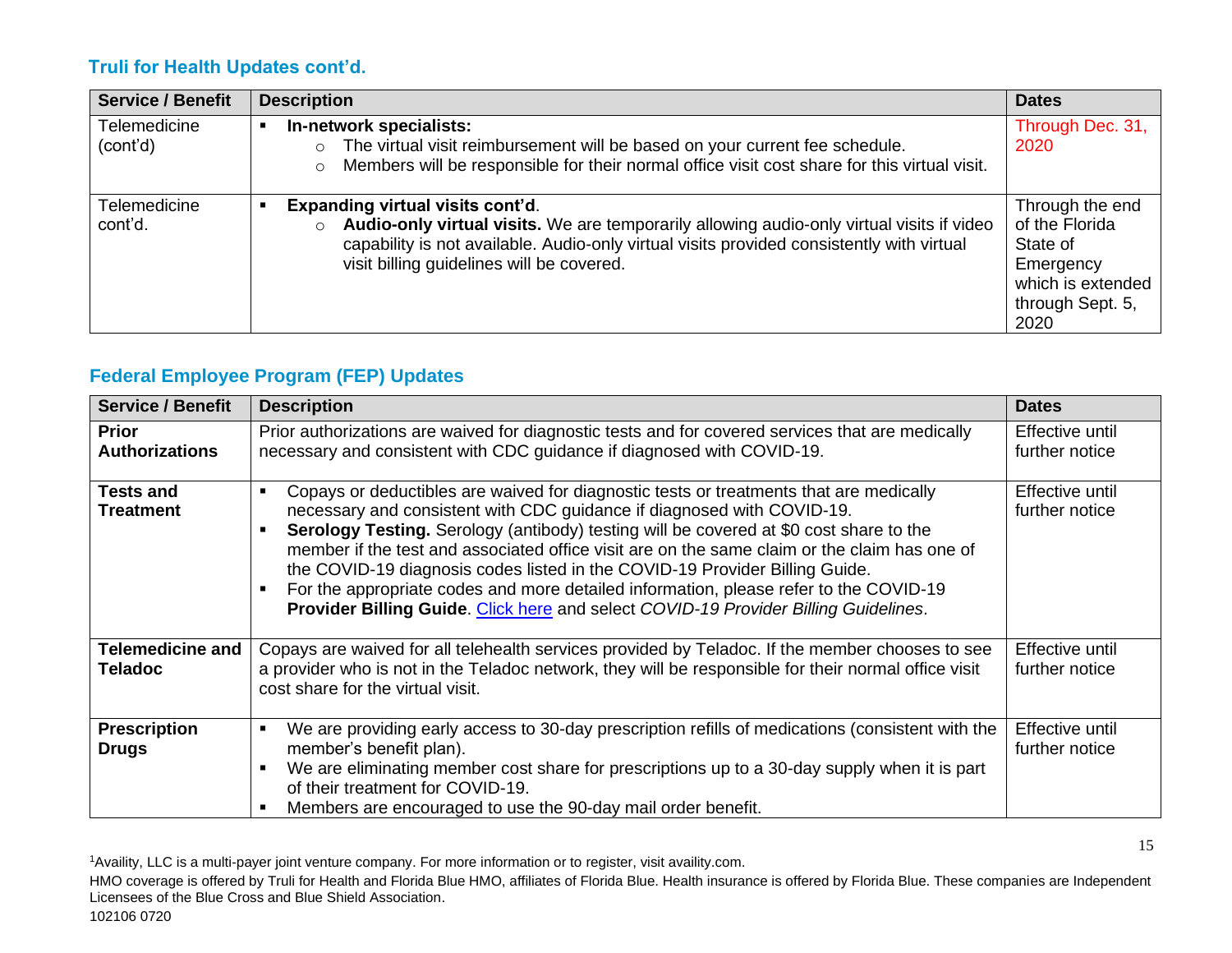## Truli for Health Updates cont'd.

| Service / Benefit | Description | Dates |
|---|---|---|
| Telemedicine (cont'd) | ▪ **In-network specialists:**<br>○ The virtual visit reimbursement will be based on your current fee schedule.<br>○ Members will be responsible for their normal office visit cost share for this virtual visit. | Through Dec. 31, 2020 |
| Telemedicine cont'd. | ▪ **Expanding virtual visits cont'd**.<br>○ **Audio-only virtual visits.** We are temporarily allowing audio-only virtual visits if video capability is not available. Audio-only virtual visits provided consistently with virtual visit billing guidelines will be covered. | Through the end of the Florida State of Emergency which is extended through Sept. 5, 2020 |

## Federal Employee Program (FEP) Updates

| Service / Benefit | Description | Dates |
|---|---|---|
| **Prior Authorizations** | Prior authorizations are waived for diagnostic tests and for covered services that are medically necessary and consistent with CDC guidance if diagnosed with COVID-19. | Effective until further notice |
| **Tests and Treatment** | ▪ Copays or deductibles are waived for diagnostic tests or treatments that are medically necessary and consistent with CDC guidance if diagnosed with COVID-19.<br>▪ **Serology Testing.** Serology (antibody) testing will be covered at $0 cost share to the member if the test and associated office visit are on the same claim or the claim has one of the COVID-19 diagnosis codes listed in the COVID-19 Provider Billing Guide.<br>▪ For the appropriate codes and more detailed information, please refer to the COVID-19 **Provider Billing Guide**. Click here and select *COVID-19 Provider Billing Guidelines*. | Effective until further notice |
| **Telemedicine and Teladoc** | Copays are waived for all telehealth services provided by Teladoc. If the member chooses to see a provider who is not in the Teladoc network, they will be responsible for their normal office visit cost share for the virtual visit. | Effective until further notice |
| **Prescription Drugs** | ▪ We are providing early access to 30-day prescription refills of medications (consistent with the member's benefit plan).<br>▪ We are eliminating member cost share for prescriptions up to a 30-day supply when it is part of their treatment for COVID-19.<br>▪ Members are encouraged to use the 90-day mail order benefit. | Effective until further notice |

[1]Availity, LLC is a multi-payer joint venture company. For more information or to register, visit availity.com.

HMO coverage is offered by Truli for Health and Florida Blue HMO, affiliates of Florida Blue. Health insurance is offered by Florida Blue. These companies are Independent Licensees of the Blue Cross and Blue Shield Association.

102106 0720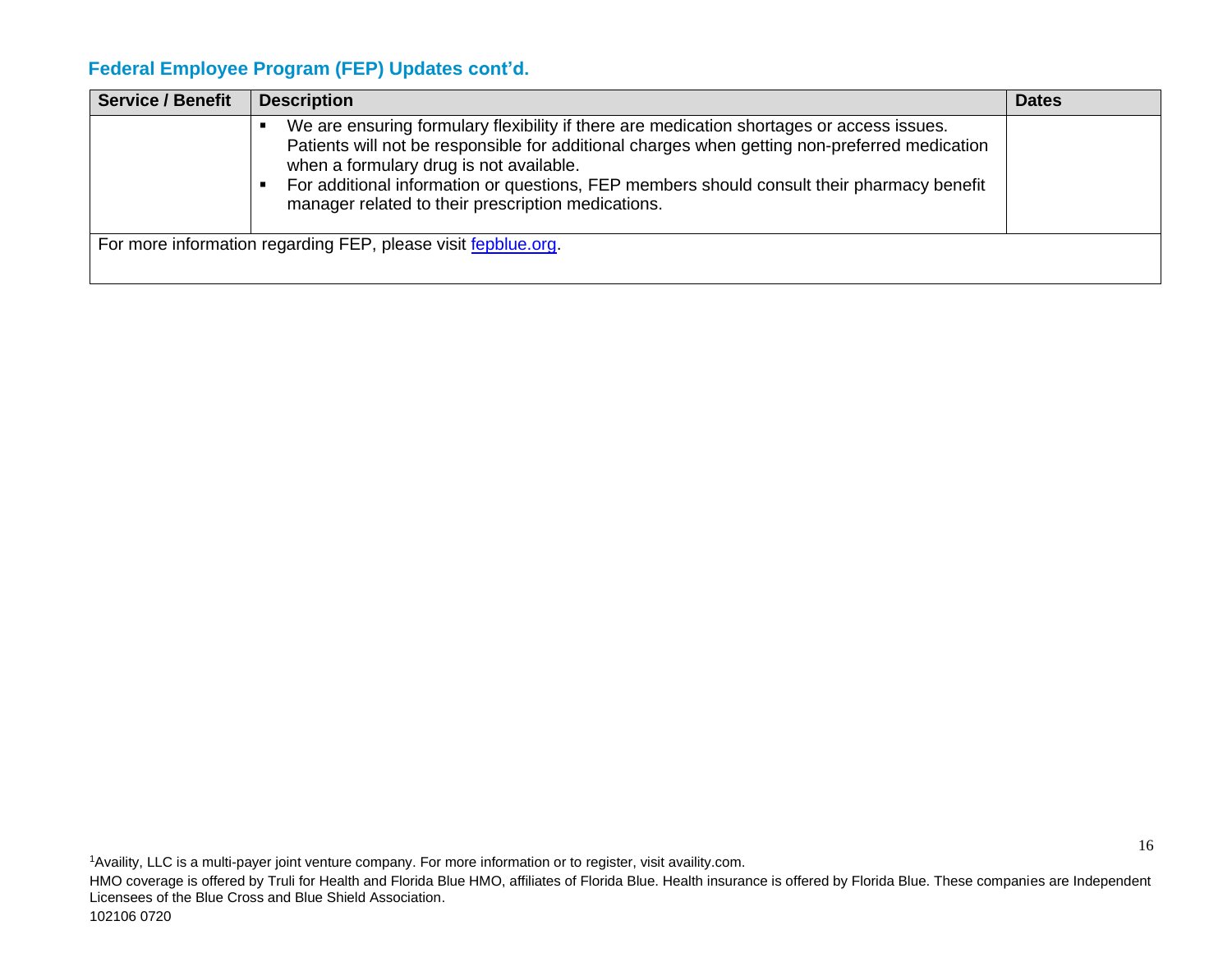### Federal Employee Program (FEP) Updates cont'd.

| Service / Benefit | Description | Dates |
|---|---|---|
| | ▪ We are ensuring formulary flexibility if there are medication shortages or access issues. Patients will not be responsible for additional charges when getting non-preferred medication when a formulary drug is not available.<br>▪ For additional information or questions, FEP members should consult their pharmacy benefit manager related to their prescription medications. | |
| For more information regarding FEP, please visit [fepblue.org](http://fepblue.org). | | |

[1]Availity, LLC is a multi-payer joint venture company. For more information or to register, visit availity.com.

HMO coverage is offered by Truli for Health and Florida Blue HMO, affiliates of Florida Blue. Health insurance is offered by Florida Blue. These companies are Independent Licensees of the Blue Cross and Blue Shield Association.

102106 0720